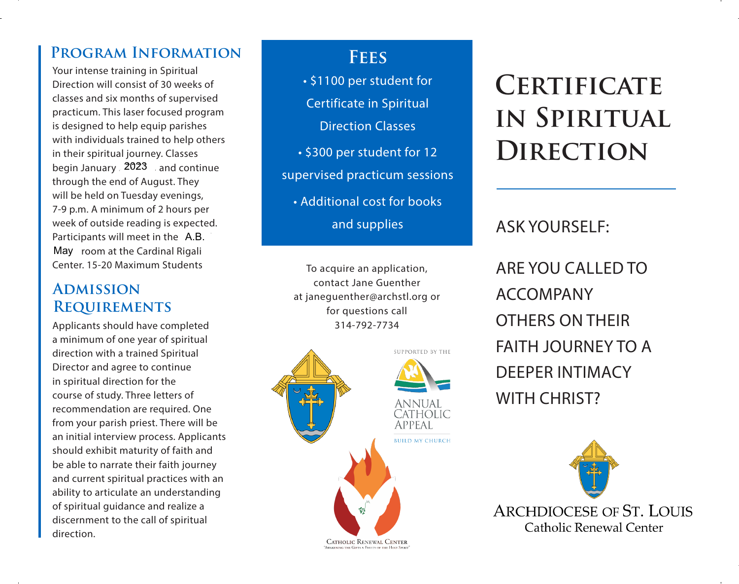## Program Information

Your intense training in Spiritual Direction will consist of 30 weeks of classes and six months of supervised practicum. This laser focused program is designed to help equip parishes with individuals trained to help others in their spiritual journey. Classes begin January 2023 and continue through the end of August. They will be held on Tuesday evenings, 7-9 p.m. A minimum of 2 hours per week of outside reading is expected. Participants will meet in the A.B. May room at the Cardinal Rigali Center. 15-20 Maximum Students

## Admission Requirements

Applicants should have completed a minimum of one year of spiritual direction with a trained Spiritual Director and agree to continue in spiritual direction for the course of study. Three letters of recommendation are required. One from your parish priest. There will be an initial interview process. Applicants should exhibit maturity of faith and be able to narrate their faith journey and current spiritual practices with an ability to articulate an understanding of spiritual guidance and realize a discernment to the call of spiritual direction.

## Fees

- $1100 per student for Certificate in Spiritual Direction Classes
- $300 per student for 12 supervised practicum sessions
- Additional cost for books and supplies

To acquire an application, contact Jane Guenther at janeguenther@archstl.org or for questions call 314-792-7734

Supported by the Annual Catholic Appeal — Build My Church

Catholic Renewal Center
"Awakening the Gifts & Fruits of the Holy Spirit"

# Certificate in Spiritual Direction

ASK YOURSELF:

ARE YOU CALLED TO ACCOMPANY OTHERS ON THEIR FAITH JOURNEY TO A DEEPER INTIMACY WITH CHRIST?

Archdiocese of St. Louis
Catholic Renewal Center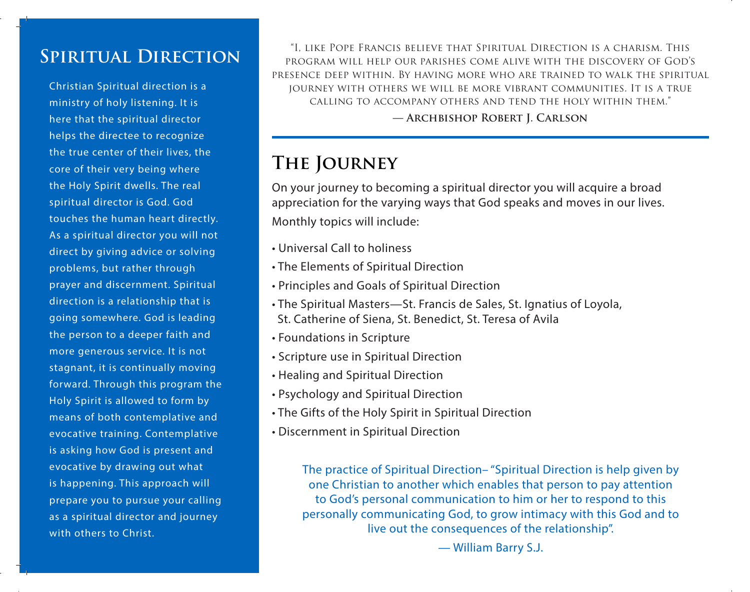## Spiritual Direction

Christian Spiritual direction is a ministry of holy listening. It is here that the spiritual director helps the directee to recognize the true center of their lives, the core of their very being where the Holy Spirit dwells. The real spiritual director is God. God touches the human heart directly. As a spiritual director you will not direct by giving advice or solving problems, but rather through prayer and discernment. Spiritual direction is a relationship that is going somewhere. God is leading the person to a deeper faith and more generous service. It is not stagnant, it is continually moving forward. Through this program the Holy Spirit is allowed to form by means of both contemplative and evocative training. Contemplative is asking how God is present and evocative by drawing out what is happening. This approach will prepare you to pursue your calling as a spiritual director and journey with others to Christ.

"I, like Pope Francis believe that Spiritual Direction is a charism. This program will help our parishes come alive with the discovery of God's presence deep within. By having more who are trained to walk the spiritual journey with others we will be more vibrant communities. It is a true calling to accompany others and tend the holy within them."

**— Archbishop Robert J. Carlson**

## The Journey

On your journey to becoming a spiritual director you will acquire a broad appreciation for the varying ways that God speaks and moves in our lives.

Monthly topics will include:

- Universal Call to holiness
- The Elements of Spiritual Direction
- Principles and Goals of Spiritual Direction
- The Spiritual Masters—St. Francis de Sales, St. Ignatius of Loyola, St. Catherine of Siena, St. Benedict, St. Teresa of Avila
- Foundations in Scripture
- Scripture use in Spiritual Direction
- Healing and Spiritual Direction
- Psychology and Spiritual Direction
- The Gifts of the Holy Spirit in Spiritual Direction
- Discernment in Spiritual Direction

The practice of Spiritual Direction– "Spiritual Direction is help given by one Christian to another which enables that person to pay attention to God's personal communication to him or her to respond to this personally communicating God, to grow intimacy with this God and to live out the consequences of the relationship".

— William Barry S.J.